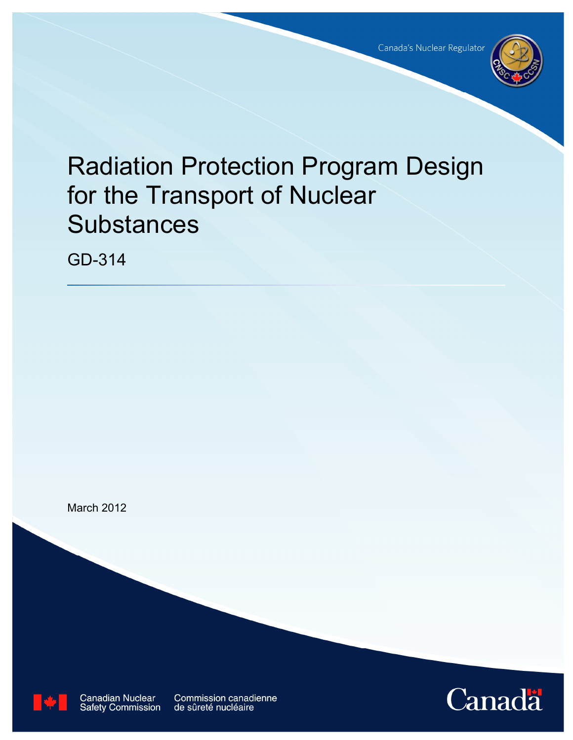Canada's Nuclear Regulator

# Radiation Protection Program Design for the Transport of Nuclear Substances

GD-314

March 2012

Canadian Nuclear Safety Commission

Commission canadienne de sûreté nucléaire

Canada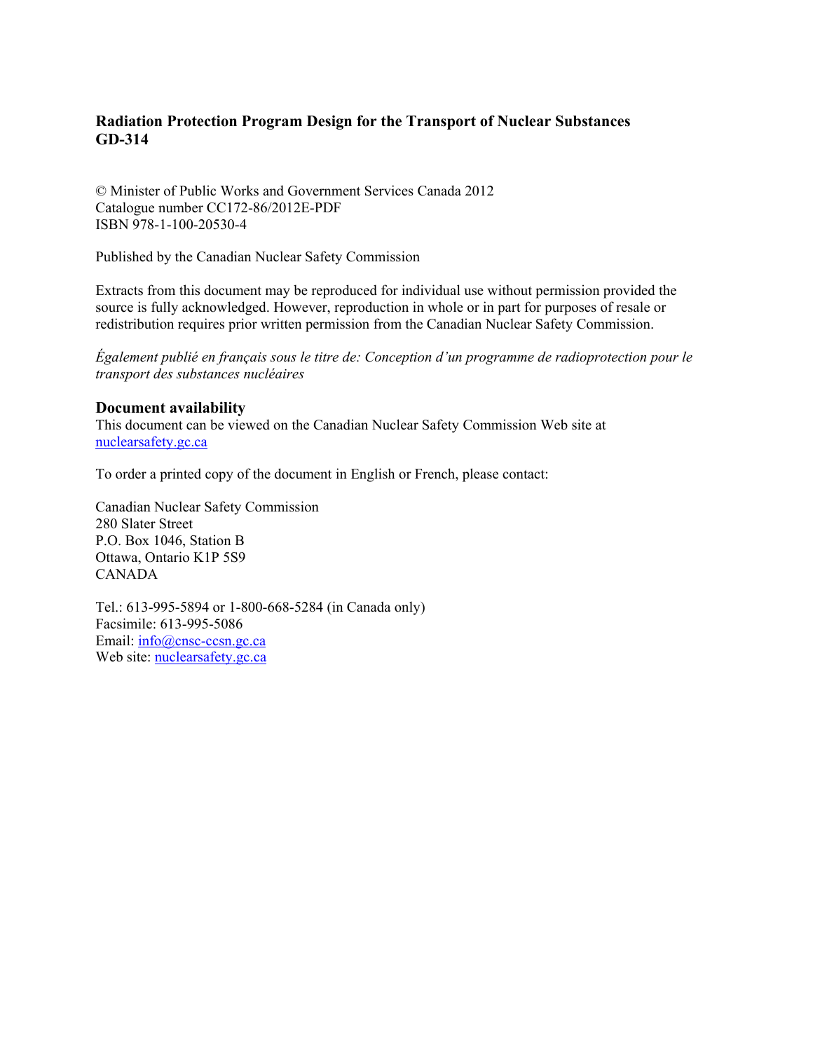**Radiation Protection Program Design for the Transport of Nuclear Substances**
**GD-314**

© Minister of Public Works and Government Services Canada 2012
Catalogue number CC172-86/2012E-PDF
ISBN 978-1-100-20530-4

Published by the Canadian Nuclear Safety Commission

Extracts from this document may be reproduced for individual use without permission provided the source is fully acknowledged. However, reproduction in whole or in part for purposes of resale or redistribution requires prior written permission from the Canadian Nuclear Safety Commission.

*Également publié en français sous le titre de: Conception d'un programme de radioprotection pour le transport des substances nucléaires*

## Document availability

This document can be viewed on the Canadian Nuclear Safety Commission Web site at nuclearsafety.gc.ca

To order a printed copy of the document in English or French, please contact:

Canadian Nuclear Safety Commission
280 Slater Street
P.O. Box 1046, Station B
Ottawa, Ontario K1P 5S9
CANADA

Tel.: 613-995-5894 or 1-800-668-5284 (in Canada only)
Facsimile: 613-995-5086
Email: info@cnsc-ccsn.gc.ca
Web site: nuclearsafety.gc.ca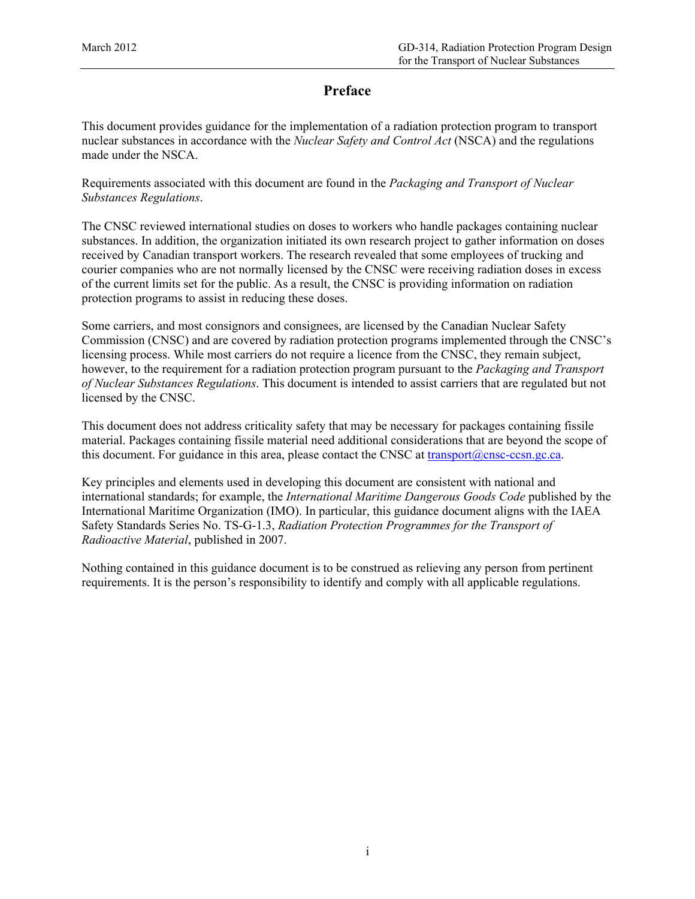# Preface

This document provides guidance for the implementation of a radiation protection program to transport nuclear substances in accordance with the *Nuclear Safety and Control Act* (NSCA) and the regulations made under the NSCA.

Requirements associated with this document are found in the *Packaging and Transport of Nuclear Substances Regulations*.

The CNSC reviewed international studies on doses to workers who handle packages containing nuclear substances. In addition, the organization initiated its own research project to gather information on doses received by Canadian transport workers. The research revealed that some employees of trucking and courier companies who are not normally licensed by the CNSC were receiving radiation doses in excess of the current limits set for the public. As a result, the CNSC is providing information on radiation protection programs to assist in reducing these doses.

Some carriers, and most consignors and consignees, are licensed by the Canadian Nuclear Safety Commission (CNSC) and are covered by radiation protection programs implemented through the CNSC's licensing process. While most carriers do not require a licence from the CNSC, they remain subject, however, to the requirement for a radiation protection program pursuant to the *Packaging and Transport of Nuclear Substances Regulations*. This document is intended to assist carriers that are regulated but not licensed by the CNSC.

This document does not address criticality safety that may be necessary for packages containing fissile material. Packages containing fissile material need additional considerations that are beyond the scope of this document. For guidance in this area, please contact the CNSC at transport@cnsc-ccsn.gc.ca.

Key principles and elements used in developing this document are consistent with national and international standards; for example, the *International Maritime Dangerous Goods Code* published by the International Maritime Organization (IMO). In particular, this guidance document aligns with the IAEA Safety Standards Series No. TS-G-1.3, *Radiation Protection Programmes for the Transport of Radioactive Material*, published in 2007.

Nothing contained in this guidance document is to be construed as relieving any person from pertinent requirements. It is the person's responsibility to identify and comply with all applicable regulations.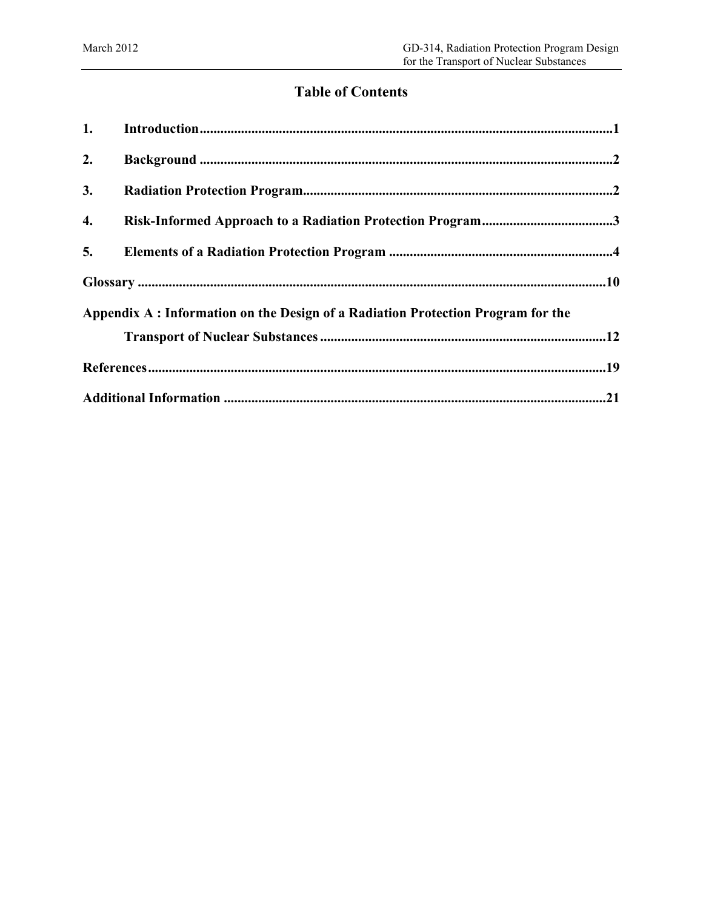# Table of Contents

1. **Introduction** ... 1

2. **Background** ... 2

3. **Radiation Protection Program** ... 2

4. **Risk-Informed Approach to a Radiation Protection Program** ... 3

5. **Elements of a Radiation Protection Program** ... 4

**Glossary** ... 10

**Appendix A : Information on the Design of a Radiation Protection Program for the Transport of Nuclear Substances** ... 12

**References** ... 19

**Additional Information** ... 21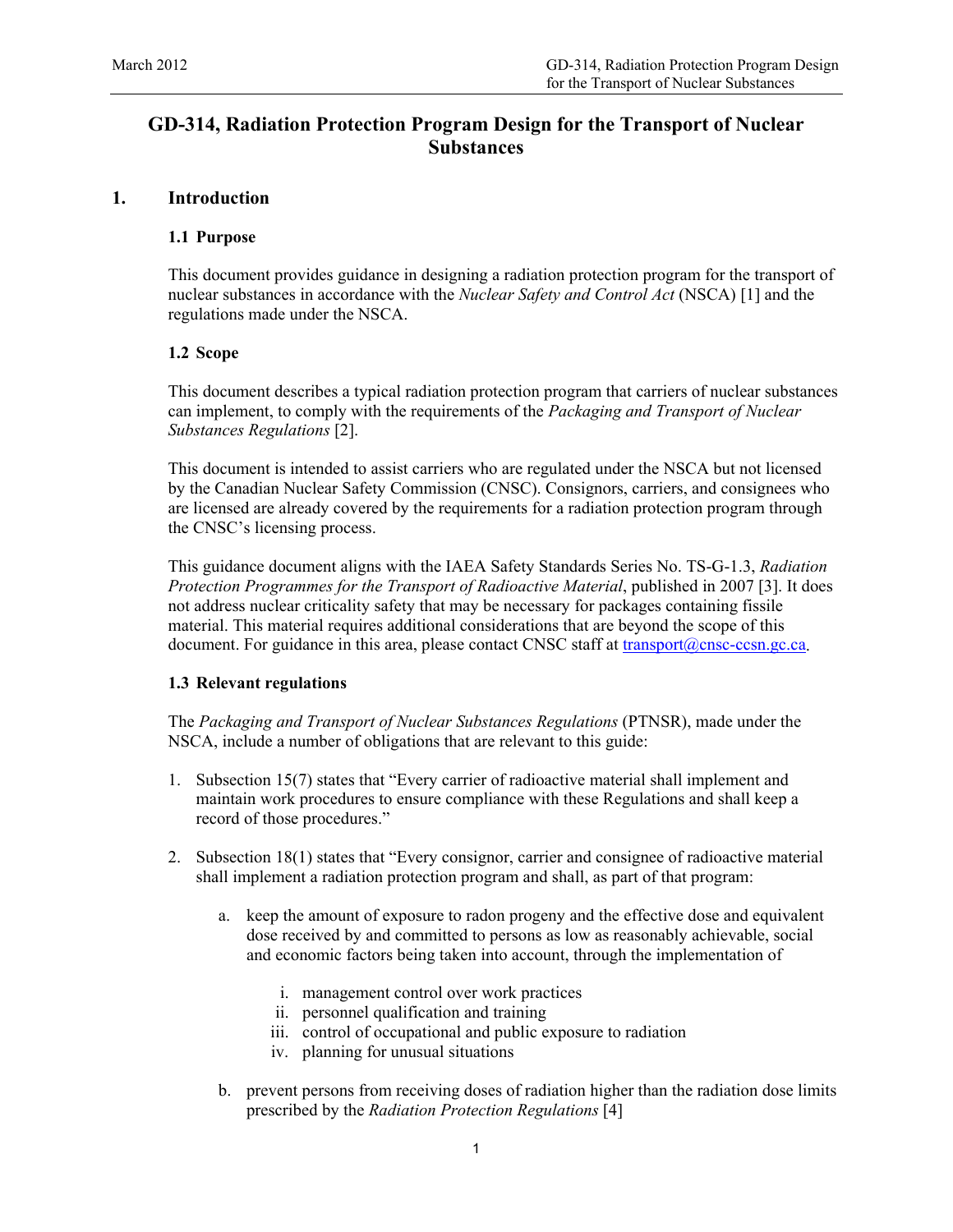# GD-314, Radiation Protection Program Design for the Transport of Nuclear Substances

## 1. Introduction

### 1.1 Purpose

This document provides guidance in designing a radiation protection program for the transport of nuclear substances in accordance with the *Nuclear Safety and Control Act* (NSCA) [1] and the regulations made under the NSCA.

### 1.2 Scope

This document describes a typical radiation protection program that carriers of nuclear substances can implement, to comply with the requirements of the *Packaging and Transport of Nuclear Substances Regulations* [2].

This document is intended to assist carriers who are regulated under the NSCA but not licensed by the Canadian Nuclear Safety Commission (CNSC). Consignors, carriers, and consignees who are licensed are already covered by the requirements for a radiation protection program through the CNSC's licensing process.

This guidance document aligns with the IAEA Safety Standards Series No. TS-G-1.3, *Radiation Protection Programmes for the Transport of Radioactive Material*, published in 2007 [3]. It does not address nuclear criticality safety that may be necessary for packages containing fissile material. This material requires additional considerations that are beyond the scope of this document. For guidance in this area, please contact CNSC staff at transport@cnsc-ccsn.gc.ca.

### 1.3 Relevant regulations

The *Packaging and Transport of Nuclear Substances Regulations* (PTNSR), made under the NSCA, include a number of obligations that are relevant to this guide:

1. Subsection 15(7) states that "Every carrier of radioactive material shall implement and maintain work procedures to ensure compliance with these Regulations and shall keep a record of those procedures."

2. Subsection 18(1) states that "Every consignor, carrier and consignee of radioactive material shall implement a radiation protection program and shall, as part of that program:

    a. keep the amount of exposure to radon progeny and the effective dose and equivalent dose received by and committed to persons as low as reasonably achievable, social and economic factors being taken into account, through the implementation of

        i. management control over work practices
        ii. personnel qualification and training
        iii. control of occupational and public exposure to radiation
        iv. planning for unusual situations

    b. prevent persons from receiving doses of radiation higher than the radiation dose limits prescribed by the *Radiation Protection Regulations* [4]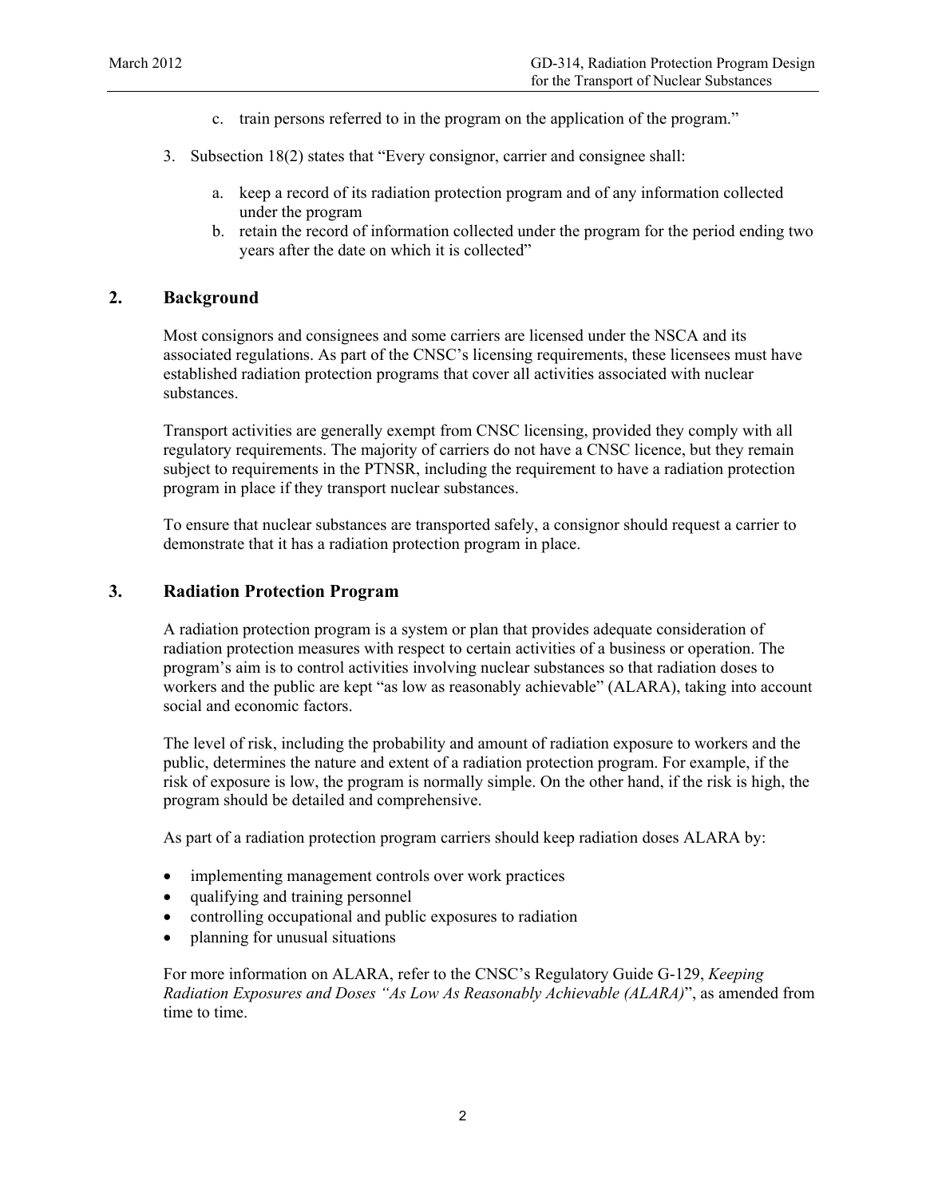c. train persons referred to in the program on the application of the program."

3. Subsection 18(2) states that "Every consignor, carrier and consignee shall:

   a. keep a record of its radiation protection program and of any information collected under the program
   b. retain the record of information collected under the program for the period ending two years after the date on which it is collected"

## 2. Background

Most consignors and consignees and some carriers are licensed under the NSCA and its associated regulations. As part of the CNSC's licensing requirements, these licensees must have established radiation protection programs that cover all activities associated with nuclear substances.

Transport activities are generally exempt from CNSC licensing, provided they comply with all regulatory requirements. The majority of carriers do not have a CNSC licence, but they remain subject to requirements in the PTNSR, including the requirement to have a radiation protection program in place if they transport nuclear substances.

To ensure that nuclear substances are transported safely, a consignor should request a carrier to demonstrate that it has a radiation protection program in place.

## 3. Radiation Protection Program

A radiation protection program is a system or plan that provides adequate consideration of radiation protection measures with respect to certain activities of a business or operation. The program's aim is to control activities involving nuclear substances so that radiation doses to workers and the public are kept "as low as reasonably achievable" (ALARA), taking into account social and economic factors.

The level of risk, including the probability and amount of radiation exposure to workers and the public, determines the nature and extent of a radiation protection program. For example, if the risk of exposure is low, the program is normally simple. On the other hand, if the risk is high, the program should be detailed and comprehensive.

As part of a radiation protection program carriers should keep radiation doses ALARA by:

- implementing management controls over work practices
- qualifying and training personnel
- controlling occupational and public exposures to radiation
- planning for unusual situations

For more information on ALARA, refer to the CNSC's Regulatory Guide G-129, *Keeping Radiation Exposures and Doses "As Low As Reasonably Achievable (ALARA)*", as amended from time to time.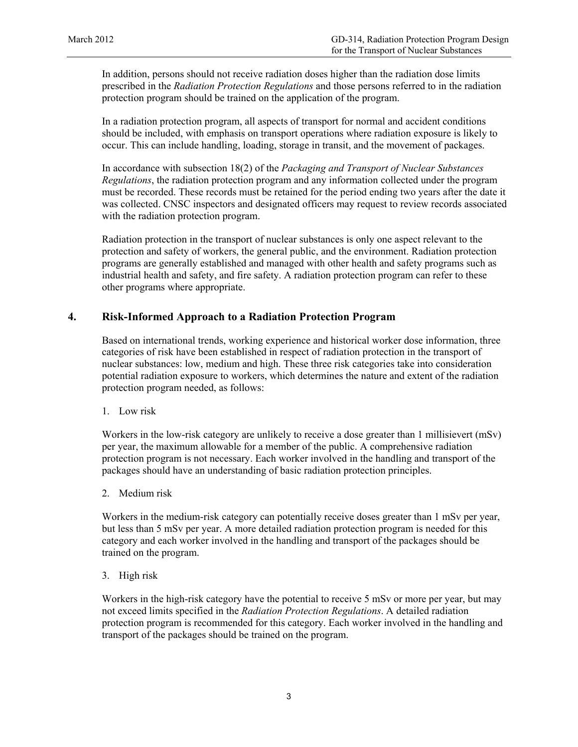In addition, persons should not receive radiation doses higher than the radiation dose limits prescribed in the *Radiation Protection Regulations* and those persons referred to in the radiation protection program should be trained on the application of the program.

In a radiation protection program, all aspects of transport for normal and accident conditions should be included, with emphasis on transport operations where radiation exposure is likely to occur. This can include handling, loading, storage in transit, and the movement of packages.

In accordance with subsection 18(2) of the *Packaging and Transport of Nuclear Substances Regulations*, the radiation protection program and any information collected under the program must be recorded. These records must be retained for the period ending two years after the date it was collected. CNSC inspectors and designated officers may request to review records associated with the radiation protection program.

Radiation protection in the transport of nuclear substances is only one aspect relevant to the protection and safety of workers, the general public, and the environment. Radiation protection programs are generally established and managed with other health and safety programs such as industrial health and safety, and fire safety. A radiation protection program can refer to these other programs where appropriate.

## 4. Risk-Informed Approach to a Radiation Protection Program

Based on international trends, working experience and historical worker dose information, three categories of risk have been established in respect of radiation protection in the transport of nuclear substances: low, medium and high. These three risk categories take into consideration potential radiation exposure to workers, which determines the nature and extent of the radiation protection program needed, as follows:

1. Low risk

Workers in the low-risk category are unlikely to receive a dose greater than 1 millisievert (mSv) per year, the maximum allowable for a member of the public. A comprehensive radiation protection program is not necessary. Each worker involved in the handling and transport of the packages should have an understanding of basic radiation protection principles.

2. Medium risk

Workers in the medium-risk category can potentially receive doses greater than 1 mSv per year, but less than 5 mSv per year. A more detailed radiation protection program is needed for this category and each worker involved in the handling and transport of the packages should be trained on the program.

3. High risk

Workers in the high-risk category have the potential to receive 5 mSv or more per year, but may not exceed limits specified in the *Radiation Protection Regulations*. A detailed radiation protection program is recommended for this category. Each worker involved in the handling and transport of the packages should be trained on the program.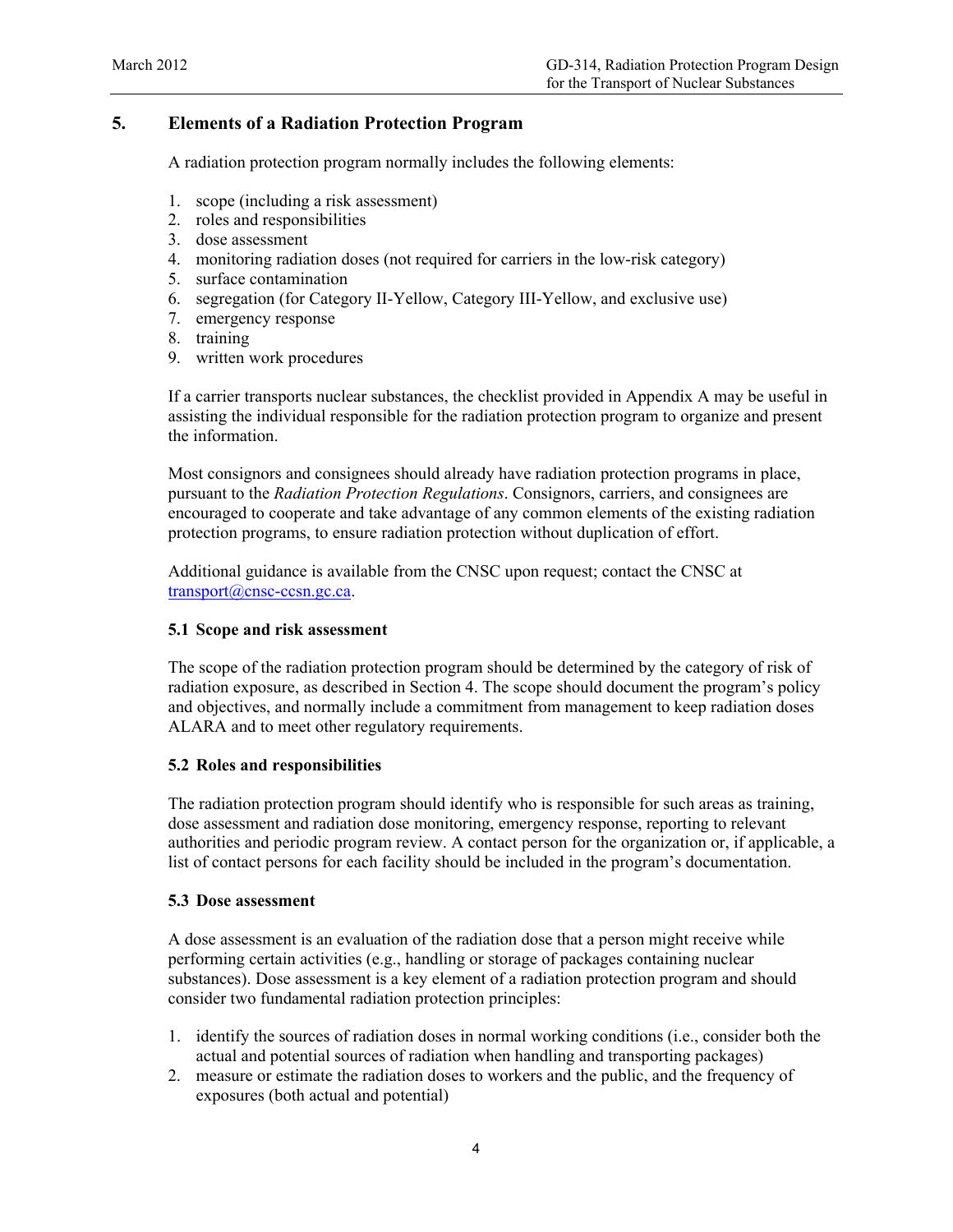# 5. Elements of a Radiation Protection Program

A radiation protection program normally includes the following elements:

1. scope (including a risk assessment)
2. roles and responsibilities
3. dose assessment
4. monitoring radiation doses (not required for carriers in the low-risk category)
5. surface contamination
6. segregation (for Category II-Yellow, Category III-Yellow, and exclusive use)
7. emergency response
8. training
9. written work procedures

If a carrier transports nuclear substances, the checklist provided in Appendix A may be useful in assisting the individual responsible for the radiation protection program to organize and present the information.

Most consignors and consignees should already have radiation protection programs in place, pursuant to the *Radiation Protection Regulations*. Consignors, carriers, and consignees are encouraged to cooperate and take advantage of any common elements of the existing radiation protection programs, to ensure radiation protection without duplication of effort.

Additional guidance is available from the CNSC upon request; contact the CNSC at transport@cnsc-ccsn.gc.ca.

## 5.1 Scope and risk assessment

The scope of the radiation protection program should be determined by the category of risk of radiation exposure, as described in Section 4. The scope should document the program's policy and objectives, and normally include a commitment from management to keep radiation doses ALARA and to meet other regulatory requirements.

## 5.2 Roles and responsibilities

The radiation protection program should identify who is responsible for such areas as training, dose assessment and radiation dose monitoring, emergency response, reporting to relevant authorities and periodic program review. A contact person for the organization or, if applicable, a list of contact persons for each facility should be included in the program's documentation.

## 5.3 Dose assessment

A dose assessment is an evaluation of the radiation dose that a person might receive while performing certain activities (e.g., handling or storage of packages containing nuclear substances). Dose assessment is a key element of a radiation protection program and should consider two fundamental radiation protection principles:

1. identify the sources of radiation doses in normal working conditions (i.e., consider both the actual and potential sources of radiation when handling and transporting packages)
2. measure or estimate the radiation doses to workers and the public, and the frequency of exposures (both actual and potential)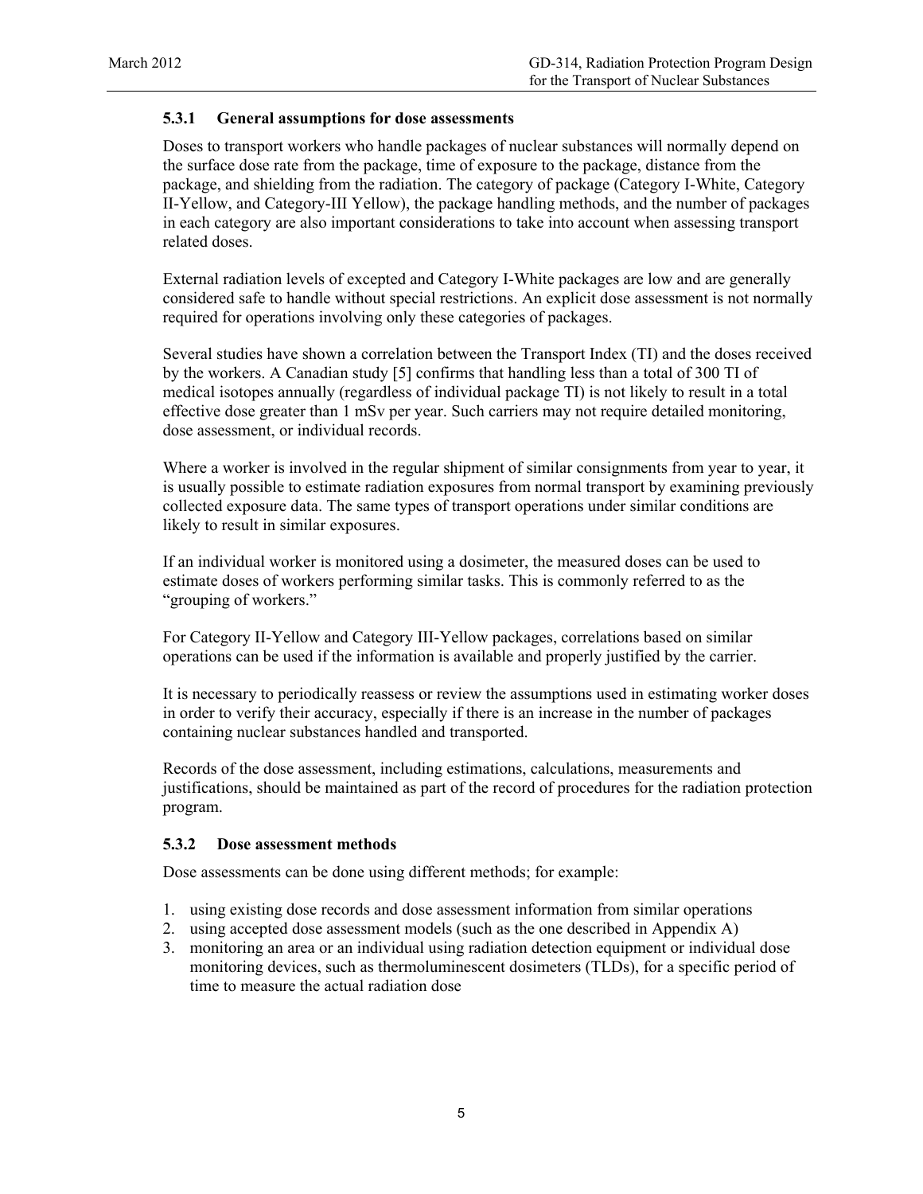### 5.3.1 General assumptions for dose assessments

Doses to transport workers who handle packages of nuclear substances will normally depend on the surface dose rate from the package, time of exposure to the package, distance from the package, and shielding from the radiation. The category of package (Category I-White, Category II-Yellow, and Category-III Yellow), the package handling methods, and the number of packages in each category are also important considerations to take into account when assessing transport related doses.

External radiation levels of excepted and Category I-White packages are low and are generally considered safe to handle without special restrictions. An explicit dose assessment is not normally required for operations involving only these categories of packages.

Several studies have shown a correlation between the Transport Index (TI) and the doses received by the workers. A Canadian study [5] confirms that handling less than a total of 300 TI of medical isotopes annually (regardless of individual package TI) is not likely to result in a total effective dose greater than 1 mSv per year. Such carriers may not require detailed monitoring, dose assessment, or individual records.

Where a worker is involved in the regular shipment of similar consignments from year to year, it is usually possible to estimate radiation exposures from normal transport by examining previously collected exposure data. The same types of transport operations under similar conditions are likely to result in similar exposures.

If an individual worker is monitored using a dosimeter, the measured doses can be used to estimate doses of workers performing similar tasks. This is commonly referred to as the "grouping of workers."

For Category II-Yellow and Category III-Yellow packages, correlations based on similar operations can be used if the information is available and properly justified by the carrier.

It is necessary to periodically reassess or review the assumptions used in estimating worker doses in order to verify their accuracy, especially if there is an increase in the number of packages containing nuclear substances handled and transported.

Records of the dose assessment, including estimations, calculations, measurements and justifications, should be maintained as part of the record of procedures for the radiation protection program.

### 5.3.2 Dose assessment methods

Dose assessments can be done using different methods; for example:

1. using existing dose records and dose assessment information from similar operations
2. using accepted dose assessment models (such as the one described in Appendix A)
3. monitoring an area or an individual using radiation detection equipment or individual dose monitoring devices, such as thermoluminescent dosimeters (TLDs), for a specific period of time to measure the actual radiation dose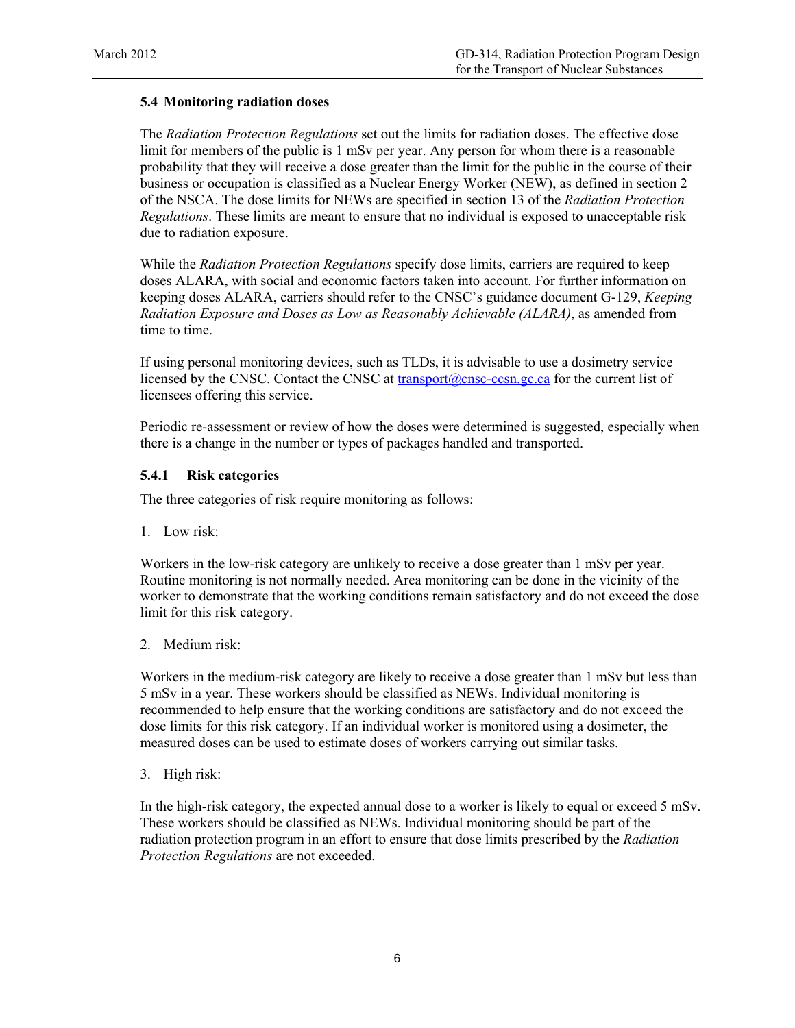### 5.4 Monitoring radiation doses

The *Radiation Protection Regulations* set out the limits for radiation doses. The effective dose limit for members of the public is 1 mSv per year. Any person for whom there is a reasonable probability that they will receive a dose greater than the limit for the public in the course of their business or occupation is classified as a Nuclear Energy Worker (NEW), as defined in section 2 of the NSCA. The dose limits for NEWs are specified in section 13 of the *Radiation Protection Regulations*. These limits are meant to ensure that no individual is exposed to unacceptable risk due to radiation exposure.

While the *Radiation Protection Regulations* specify dose limits, carriers are required to keep doses ALARA, with social and economic factors taken into account. For further information on keeping doses ALARA, carriers should refer to the CNSC's guidance document G-129, *Keeping Radiation Exposure and Doses as Low as Reasonably Achievable (ALARA)*, as amended from time to time.

If using personal monitoring devices, such as TLDs, it is advisable to use a dosimetry service licensed by the CNSC. Contact the CNSC at transport@cnsc-ccsn.gc.ca for the current list of licensees offering this service.

Periodic re-assessment or review of how the doses were determined is suggested, especially when there is a change in the number or types of packages handled and transported.

#### 5.4.1 Risk categories

The three categories of risk require monitoring as follows:

1. Low risk:

Workers in the low-risk category are unlikely to receive a dose greater than 1 mSv per year. Routine monitoring is not normally needed. Area monitoring can be done in the vicinity of the worker to demonstrate that the working conditions remain satisfactory and do not exceed the dose limit for this risk category.

2. Medium risk:

Workers in the medium-risk category are likely to receive a dose greater than 1 mSv but less than 5 mSv in a year. These workers should be classified as NEWs. Individual monitoring is recommended to help ensure that the working conditions are satisfactory and do not exceed the dose limits for this risk category. If an individual worker is monitored using a dosimeter, the measured doses can be used to estimate doses of workers carrying out similar tasks.

3. High risk:

In the high-risk category, the expected annual dose to a worker is likely to equal or exceed 5 mSv. These workers should be classified as NEWs. Individual monitoring should be part of the radiation protection program in an effort to ensure that dose limits prescribed by the *Radiation Protection Regulations* are not exceeded.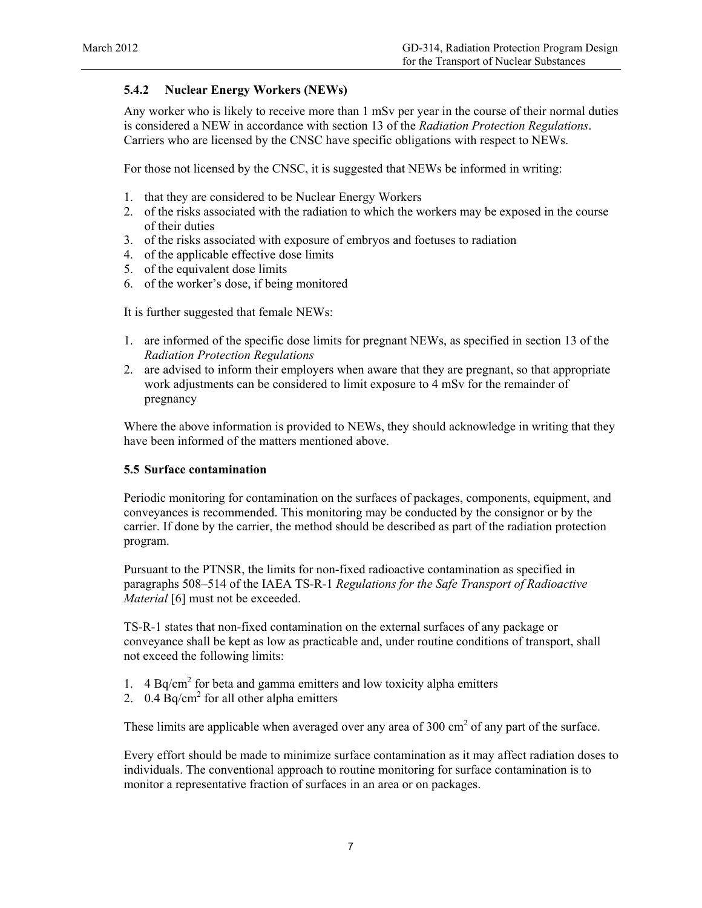### 5.4.2 Nuclear Energy Workers (NEWs)

Any worker who is likely to receive more than 1 mSv per year in the course of their normal duties is considered a NEW in accordance with section 13 of the *Radiation Protection Regulations*. Carriers who are licensed by the CNSC have specific obligations with respect to NEWs.

For those not licensed by the CNSC, it is suggested that NEWs be informed in writing:

1. that they are considered to be Nuclear Energy Workers
2. of the risks associated with the radiation to which the workers may be exposed in the course of their duties
3. of the risks associated with exposure of embryos and foetuses to radiation
4. of the applicable effective dose limits
5. of the equivalent dose limits
6. of the worker's dose, if being monitored

It is further suggested that female NEWs:

1. are informed of the specific dose limits for pregnant NEWs, as specified in section 13 of the *Radiation Protection Regulations*
2. are advised to inform their employers when aware that they are pregnant, so that appropriate work adjustments can be considered to limit exposure to 4 mSv for the remainder of pregnancy

Where the above information is provided to NEWs, they should acknowledge in writing that they have been informed of the matters mentioned above.

## 5.5 Surface contamination

Periodic monitoring for contamination on the surfaces of packages, components, equipment, and conveyances is recommended. This monitoring may be conducted by the consignor or by the carrier. If done by the carrier, the method should be described as part of the radiation protection program.

Pursuant to the PTNSR, the limits for non-fixed radioactive contamination as specified in paragraphs 508–514 of the IAEA TS-R-1 *Regulations for the Safe Transport of Radioactive Material* [6] must not be exceeded.

TS-R-1 states that non-fixed contamination on the external surfaces of any package or conveyance shall be kept as low as practicable and, under routine conditions of transport, shall not exceed the following limits:

1. 4 Bq/cm$^2$ for beta and gamma emitters and low toxicity alpha emitters
2. 0.4 Bq/cm$^2$ for all other alpha emitters

These limits are applicable when averaged over any area of 300 cm$^2$ of any part of the surface.

Every effort should be made to minimize surface contamination as it may affect radiation doses to individuals. The conventional approach to routine monitoring for surface contamination is to monitor a representative fraction of surfaces in an area or on packages.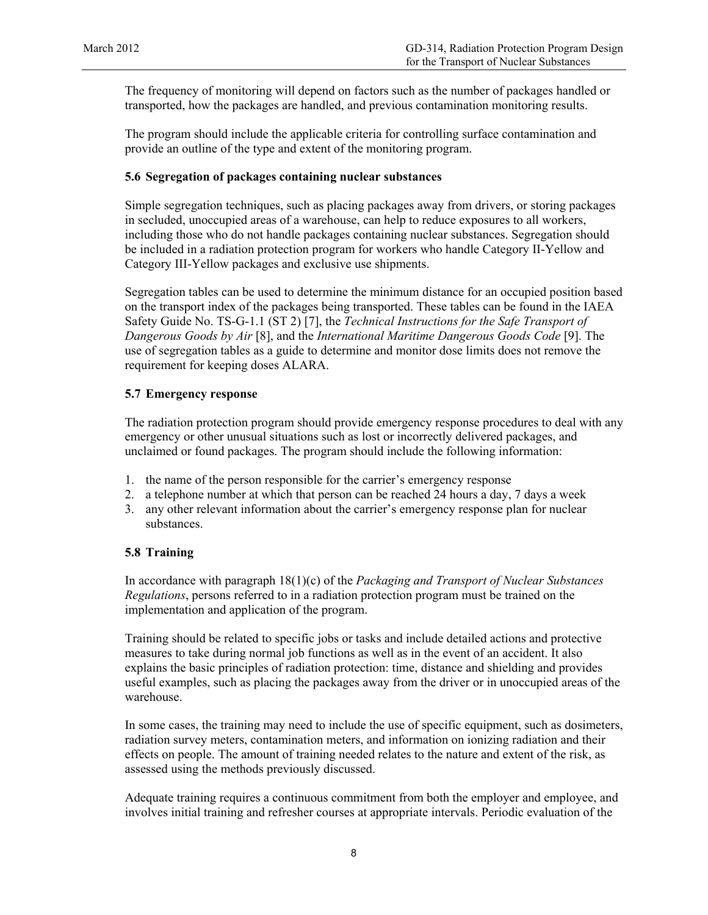The frequency of monitoring will depend on factors such as the number of packages handled or transported, how the packages are handled, and previous contamination monitoring results.

The program should include the applicable criteria for controlling surface contamination and provide an outline of the type and extent of the monitoring program.

### 5.6 Segregation of packages containing nuclear substances

Simple segregation techniques, such as placing packages away from drivers, or storing packages in secluded, unoccupied areas of a warehouse, can help to reduce exposures to all workers, including those who do not handle packages containing nuclear substances. Segregation should be included in a radiation protection program for workers who handle Category II-Yellow and Category III-Yellow packages and exclusive use shipments.

Segregation tables can be used to determine the minimum distance for an occupied position based on the transport index of the packages being transported. These tables can be found in the IAEA Safety Guide No. TS-G-1.1 (ST 2) [7], the *Technical Instructions for the Safe Transport of Dangerous Goods by Air* [8], and the *International Maritime Dangerous Goods Code* [9]. The use of segregation tables as a guide to determine and monitor dose limits does not remove the requirement for keeping doses ALARA.

### 5.7 Emergency response

The radiation protection program should provide emergency response procedures to deal with any emergency or other unusual situations such as lost or incorrectly delivered packages, and unclaimed or found packages. The program should include the following information:

1. the name of the person responsible for the carrier's emergency response
2. a telephone number at which that person can be reached 24 hours a day, 7 days a week
3. any other relevant information about the carrier's emergency response plan for nuclear substances.

### 5.8 Training

In accordance with paragraph 18(1)(c) of the *Packaging and Transport of Nuclear Substances Regulations*, persons referred to in a radiation protection program must be trained on the implementation and application of the program.

Training should be related to specific jobs or tasks and include detailed actions and protective measures to take during normal job functions as well as in the event of an accident. It also explains the basic principles of radiation protection: time, distance and shielding and provides useful examples, such as placing the packages away from the driver or in unoccupied areas of the warehouse.

In some cases, the training may need to include the use of specific equipment, such as dosimeters, radiation survey meters, contamination meters, and information on ionizing radiation and their effects on people. The amount of training needed relates to the nature and extent of the risk, as assessed using the methods previously discussed.

Adequate training requires a continuous commitment from both the employer and employee, and involves initial training and refresher courses at appropriate intervals. Periodic evaluation of the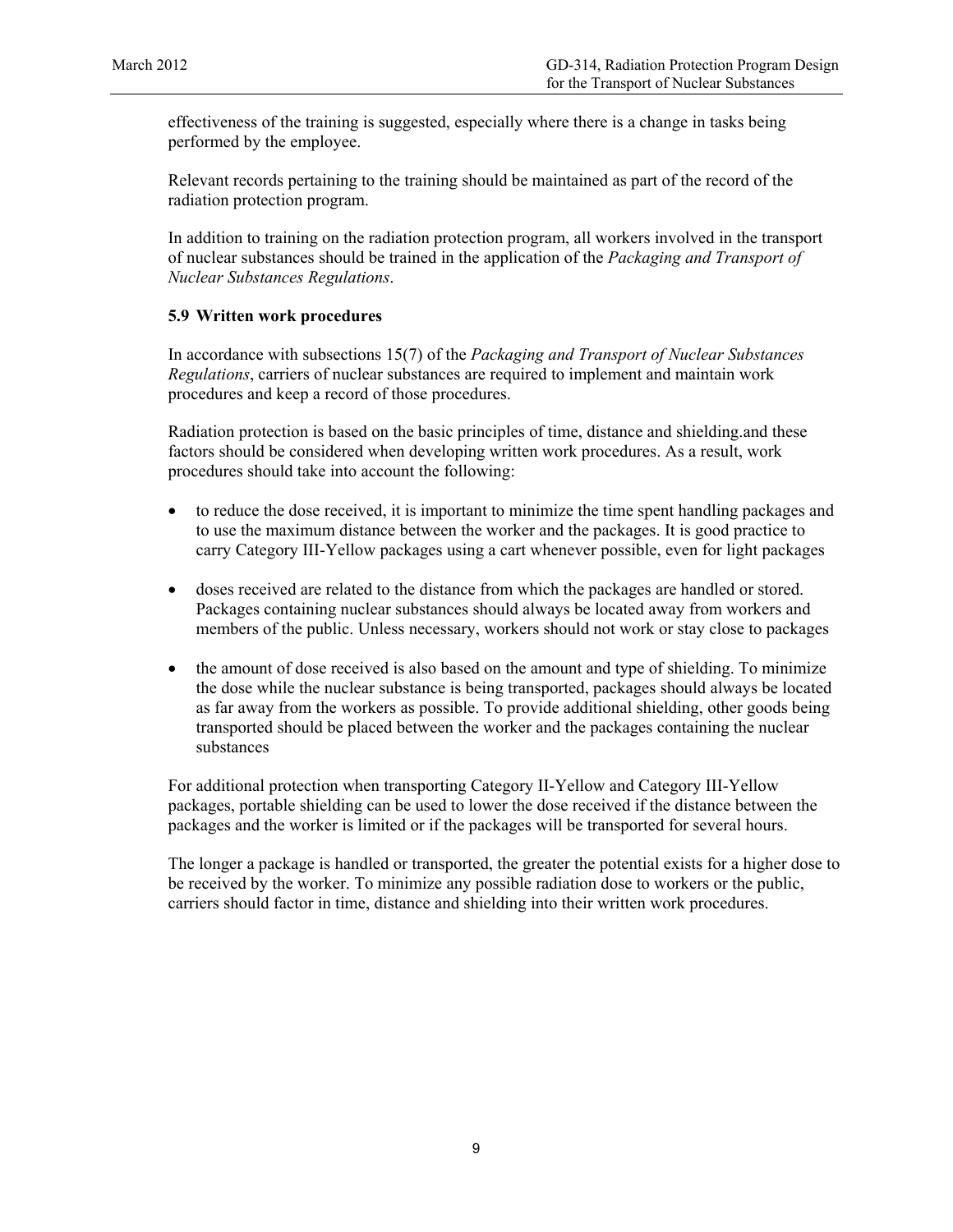effectiveness of the training is suggested, especially where there is a change in tasks being performed by the employee.

Relevant records pertaining to the training should be maintained as part of the record of the radiation protection program.

In addition to training on the radiation protection program, all workers involved in the transport of nuclear substances should be trained in the application of the *Packaging and Transport of Nuclear Substances Regulations*.

### 5.9 Written work procedures

In accordance with subsections 15(7) of the *Packaging and Transport of Nuclear Substances Regulations*, carriers of nuclear substances are required to implement and maintain work procedures and keep a record of those procedures.

Radiation protection is based on the basic principles of time, distance and shielding.and these factors should be considered when developing written work procedures. As a result, work procedures should take into account the following:

- to reduce the dose received, it is important to minimize the time spent handling packages and to use the maximum distance between the worker and the packages. It is good practice to carry Category III-Yellow packages using a cart whenever possible, even for light packages
- doses received are related to the distance from which the packages are handled or stored. Packages containing nuclear substances should always be located away from workers and members of the public. Unless necessary, workers should not work or stay close to packages
- the amount of dose received is also based on the amount and type of shielding. To minimize the dose while the nuclear substance is being transported, packages should always be located as far away from the workers as possible. To provide additional shielding, other goods being transported should be placed between the worker and the packages containing the nuclear substances

For additional protection when transporting Category II-Yellow and Category III-Yellow packages, portable shielding can be used to lower the dose received if the distance between the packages and the worker is limited or if the packages will be transported for several hours.

The longer a package is handled or transported, the greater the potential exists for a higher dose to be received by the worker. To minimize any possible radiation dose to workers or the public, carriers should factor in time, distance and shielding into their written work procedures.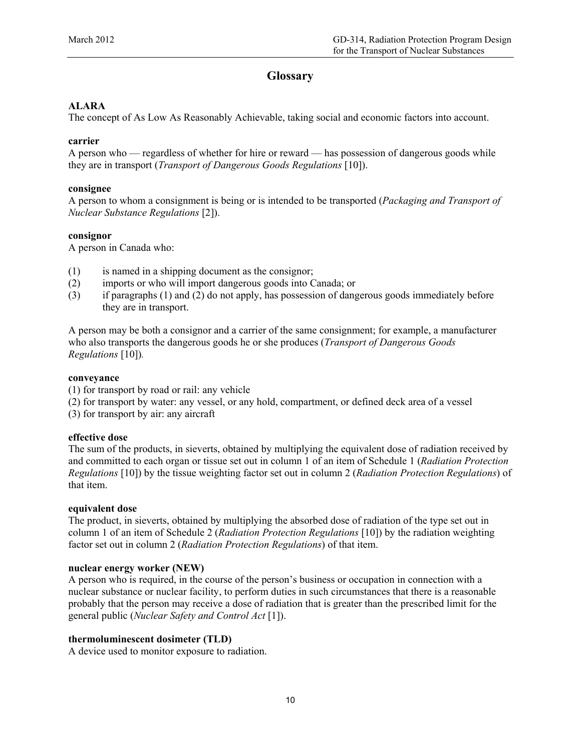# Glossary

**ALARA**
The concept of As Low As Reasonably Achievable, taking social and economic factors into account.

**carrier**
A person who — regardless of whether for hire or reward — has possession of dangerous goods while they are in transport (*Transport of Dangerous Goods Regulations* [10]).

**consignee**
A person to whom a consignment is being or is intended to be transported (*Packaging and Transport of Nuclear Substance Regulations* [2]).

**consignor**
A person in Canada who:

(1) is named in a shipping document as the consignor;
(2) imports or who will import dangerous goods into Canada; or
(3) if paragraphs (1) and (2) do not apply, has possession of dangerous goods immediately before they are in transport.

A person may be both a consignor and a carrier of the same consignment; for example, a manufacturer who also transports the dangerous goods he or she produces (*Transport of Dangerous Goods Regulations* [10]).

**conveyance**
(1) for transport by road or rail: any vehicle
(2) for transport by water: any vessel, or any hold, compartment, or defined deck area of a vessel
(3) for transport by air: any aircraft

**effective dose**
The sum of the products, in sieverts, obtained by multiplying the equivalent dose of radiation received by and committed to each organ or tissue set out in column 1 of an item of Schedule 1 (*Radiation Protection Regulations* [10]) by the tissue weighting factor set out in column 2 (*Radiation Protection Regulations*) of that item.

**equivalent dose**
The product, in sieverts, obtained by multiplying the absorbed dose of radiation of the type set out in column 1 of an item of Schedule 2 (*Radiation Protection Regulations* [10]) by the radiation weighting factor set out in column 2 (*Radiation Protection Regulations*) of that item.

**nuclear energy worker (NEW)**
A person who is required, in the course of the person's business or occupation in connection with a nuclear substance or nuclear facility, to perform duties in such circumstances that there is a reasonable probably that the person may receive a dose of radiation that is greater than the prescribed limit for the general public (*Nuclear Safety and Control Act* [1]).

**thermoluminescent dosimeter (TLD)**
A device used to monitor exposure to radiation.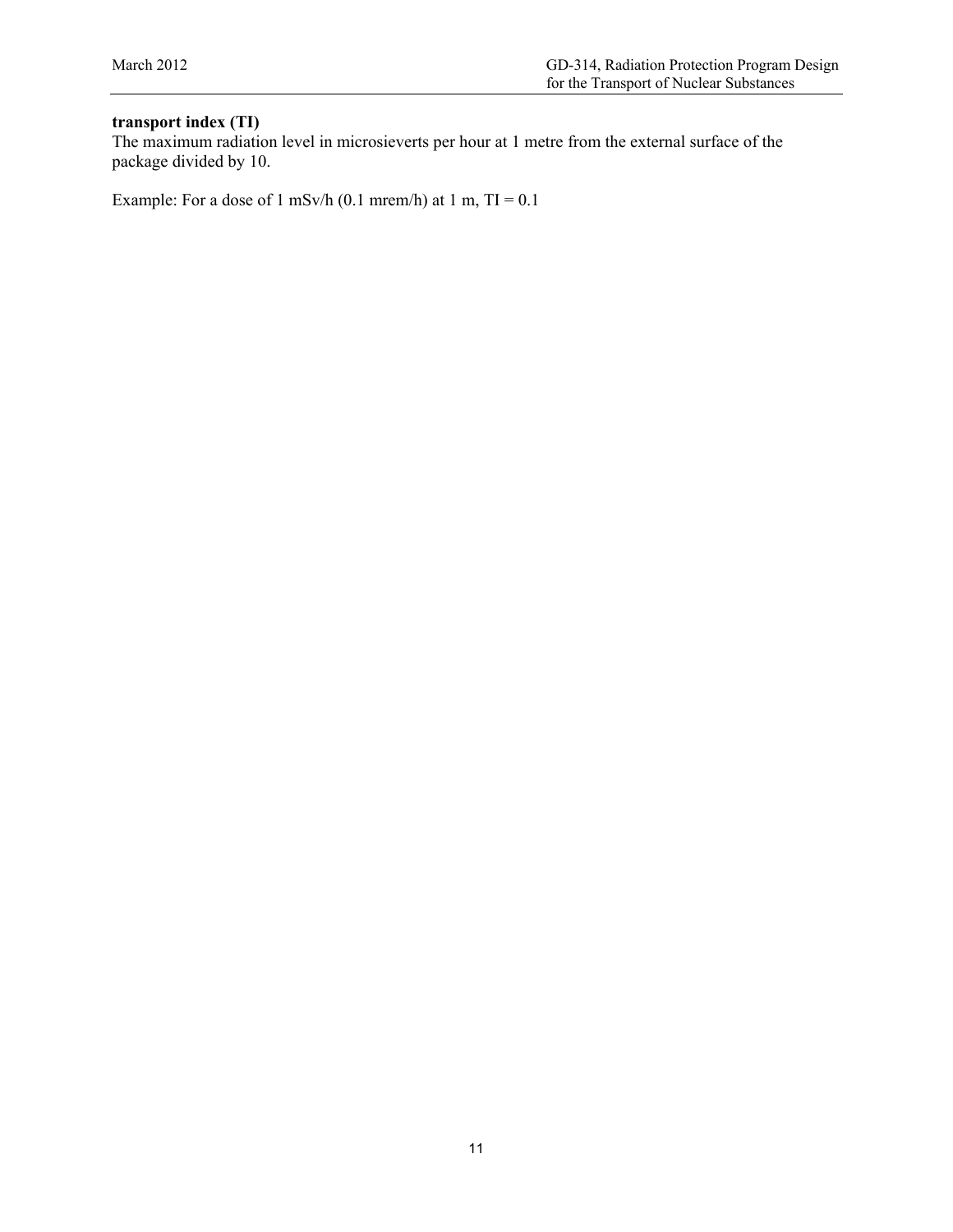**transport index (TI)**
The maximum radiation level in microsieverts per hour at 1 metre from the external surface of the package divided by 10.

Example: For a dose of 1 mSv/h (0.1 mrem/h) at 1 m, TI = 0.1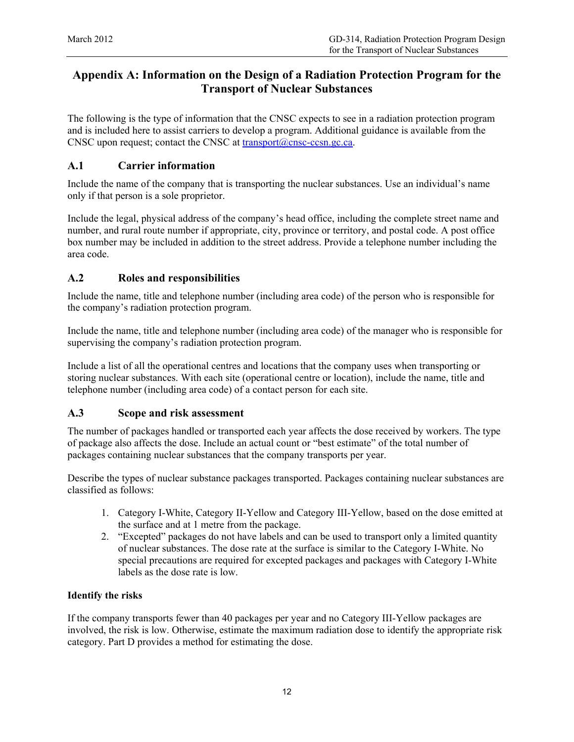## Appendix A: Information on the Design of a Radiation Protection Program for the Transport of Nuclear Substances

The following is the type of information that the CNSC expects to see in a radiation protection program and is included here to assist carriers to develop a program. Additional guidance is available from the CNSC upon request; contact the CNSC at transport@cnsc-ccsn.gc.ca.

### A.1 Carrier information

Include the name of the company that is transporting the nuclear substances. Use an individual's name only if that person is a sole proprietor.

Include the legal, physical address of the company's head office, including the complete street name and number, and rural route number if appropriate, city, province or territory, and postal code. A post office box number may be included in addition to the street address. Provide a telephone number including the area code.

### A.2 Roles and responsibilities

Include the name, title and telephone number (including area code) of the person who is responsible for the company's radiation protection program.

Include the name, title and telephone number (including area code) of the manager who is responsible for supervising the company's radiation protection program.

Include a list of all the operational centres and locations that the company uses when transporting or storing nuclear substances. With each site (operational centre or location), include the name, title and telephone number (including area code) of a contact person for each site.

### A.3 Scope and risk assessment

The number of packages handled or transported each year affects the dose received by workers. The type of package also affects the dose. Include an actual count or "best estimate" of the total number of packages containing nuclear substances that the company transports per year.

Describe the types of nuclear substance packages transported. Packages containing nuclear substances are classified as follows:

1. Category I-White, Category II-Yellow and Category III-Yellow, based on the dose emitted at the surface and at 1 metre from the package.
2. "Excepted" packages do not have labels and can be used to transport only a limited quantity of nuclear substances. The dose rate at the surface is similar to the Category I-White. No special precautions are required for excepted packages and packages with Category I-White labels as the dose rate is low.

**Identify the risks**

If the company transports fewer than 40 packages per year and no Category III-Yellow packages are involved, the risk is low. Otherwise, estimate the maximum radiation dose to identify the appropriate risk category. Part D provides a method for estimating the dose.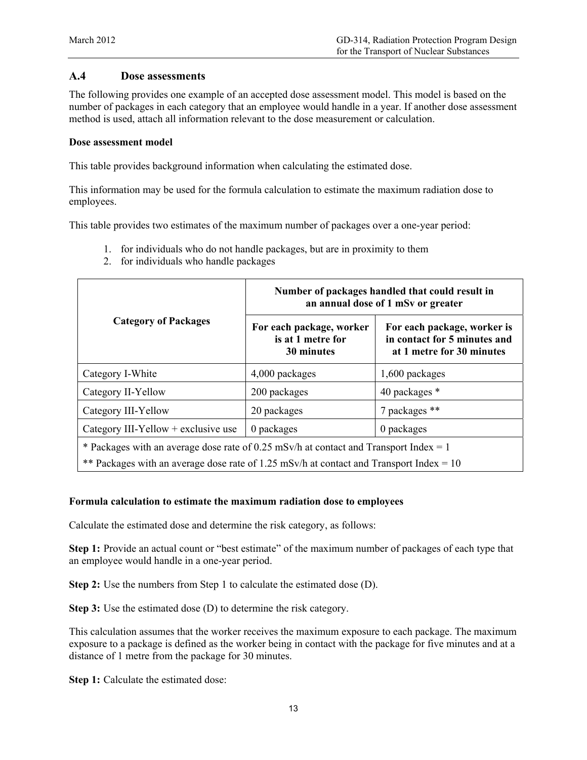## A.4 Dose assessments

The following provides one example of an accepted dose assessment model. This model is based on the number of packages in each category that an employee would handle in a year. If another dose assessment method is used, attach all information relevant to the dose measurement or calculation.

**Dose assessment model**

This table provides background information when calculating the estimated dose.

This information may be used for the formula calculation to estimate the maximum radiation dose to employees.

This table provides two estimates of the maximum number of packages over a one-year period:

1. for individuals who do not handle packages, but are in proximity to them
2. for individuals who handle packages

| Category of Packages | Number of packages handled that could result in an annual dose of 1 mSv or greater | |
|---|---|---|
| | For each package, worker is at 1 metre for 30 minutes | For each package, worker is in contact for 5 minutes and at 1 metre for 30 minutes |
| Category I-White | 4,000 packages | 1,600 packages |
| Category II-Yellow | 200 packages | 40 packages * |
| Category III-Yellow | 20 packages | 7 packages ** |
| Category III-Yellow + exclusive use | 0 packages | 0 packages |

\* Packages with an average dose rate of 0.25 mSv/h at contact and Transport Index = 1

\** Packages with an average dose rate of 1.25 mSv/h at contact and Transport Index = 10

**Formula calculation to estimate the maximum radiation dose to employees**

Calculate the estimated dose and determine the risk category, as follows:

**Step 1:** Provide an actual count or "best estimate" of the maximum number of packages of each type that an employee would handle in a one-year period.

**Step 2:** Use the numbers from Step 1 to calculate the estimated dose (D).

**Step 3:** Use the estimated dose (D) to determine the risk category.

This calculation assumes that the worker receives the maximum exposure to each package. The maximum exposure to a package is defined as the worker being in contact with the package for five minutes and at a distance of 1 metre from the package for 30 minutes.

**Step 1:** Calculate the estimated dose: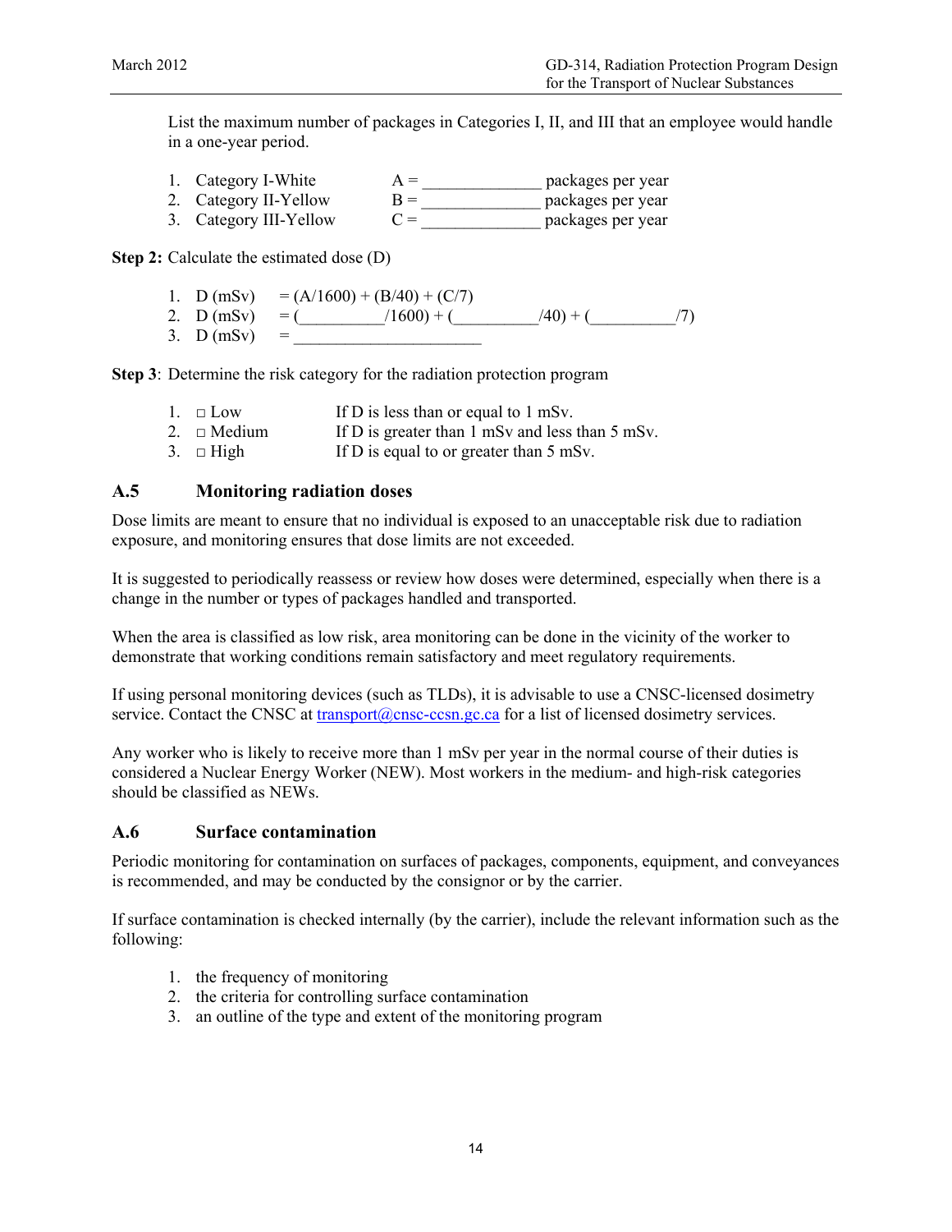List the maximum number of packages in Categories I, II, and III that an employee would handle in a one-year period.

1. Category I-White A = ______________ packages per year
2. Category II-Yellow B = ______________ packages per year
3. Category III-Yellow C = ______________ packages per year

**Step 2:** Calculate the estimated dose (D)

1. D (mSv) = (A/1600) + (B/40) + (C/7)
2. D (mSv) = (__________/1600) + (__________/40) + (__________/7)
3. D (mSv) = ______________________

**Step 3**: Determine the risk category for the radiation protection program

1. □ Low If D is less than or equal to 1 mSv.
2. □ Medium If D is greater than 1 mSv and less than 5 mSv.
3. □ High If D is equal to or greater than 5 mSv.

## A.5 Monitoring radiation doses

Dose limits are meant to ensure that no individual is exposed to an unacceptable risk due to radiation exposure, and monitoring ensures that dose limits are not exceeded.

It is suggested to periodically reassess or review how doses were determined, especially when there is a change in the number or types of packages handled and transported.

When the area is classified as low risk, area monitoring can be done in the vicinity of the worker to demonstrate that working conditions remain satisfactory and meet regulatory requirements.

If using personal monitoring devices (such as TLDs), it is advisable to use a CNSC-licensed dosimetry service. Contact the CNSC at transport@cnsc-ccsn.gc.ca for a list of licensed dosimetry services.

Any worker who is likely to receive more than 1 mSv per year in the normal course of their duties is considered a Nuclear Energy Worker (NEW). Most workers in the medium- and high-risk categories should be classified as NEWs.

## A.6 Surface contamination

Periodic monitoring for contamination on surfaces of packages, components, equipment, and conveyances is recommended, and may be conducted by the consignor or by the carrier.

If surface contamination is checked internally (by the carrier), include the relevant information such as the following:

1. the frequency of monitoring
2. the criteria for controlling surface contamination
3. an outline of the type and extent of the monitoring program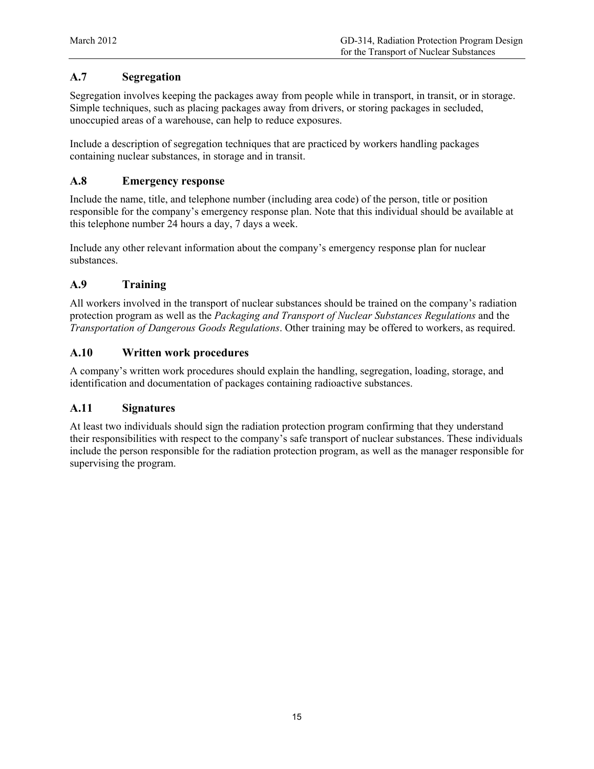### A.7 Segregation

Segregation involves keeping the packages away from people while in transport, in transit, or in storage. Simple techniques, such as placing packages away from drivers, or storing packages in secluded, unoccupied areas of a warehouse, can help to reduce exposures.

Include a description of segregation techniques that are practiced by workers handling packages containing nuclear substances, in storage and in transit.

### A.8 Emergency response

Include the name, title, and telephone number (including area code) of the person, title or position responsible for the company's emergency response plan. Note that this individual should be available at this telephone number 24 hours a day, 7 days a week.

Include any other relevant information about the company's emergency response plan for nuclear substances.

### A.9 Training

All workers involved in the transport of nuclear substances should be trained on the company's radiation protection program as well as the *Packaging and Transport of Nuclear Substances Regulations* and the *Transportation of Dangerous Goods Regulations*. Other training may be offered to workers, as required.

### A.10 Written work procedures

A company's written work procedures should explain the handling, segregation, loading, storage, and identification and documentation of packages containing radioactive substances.

### A.11 Signatures

At least two individuals should sign the radiation protection program confirming that they understand their responsibilities with respect to the company's safe transport of nuclear substances. These individuals include the person responsible for the radiation protection program, as well as the manager responsible for supervising the program.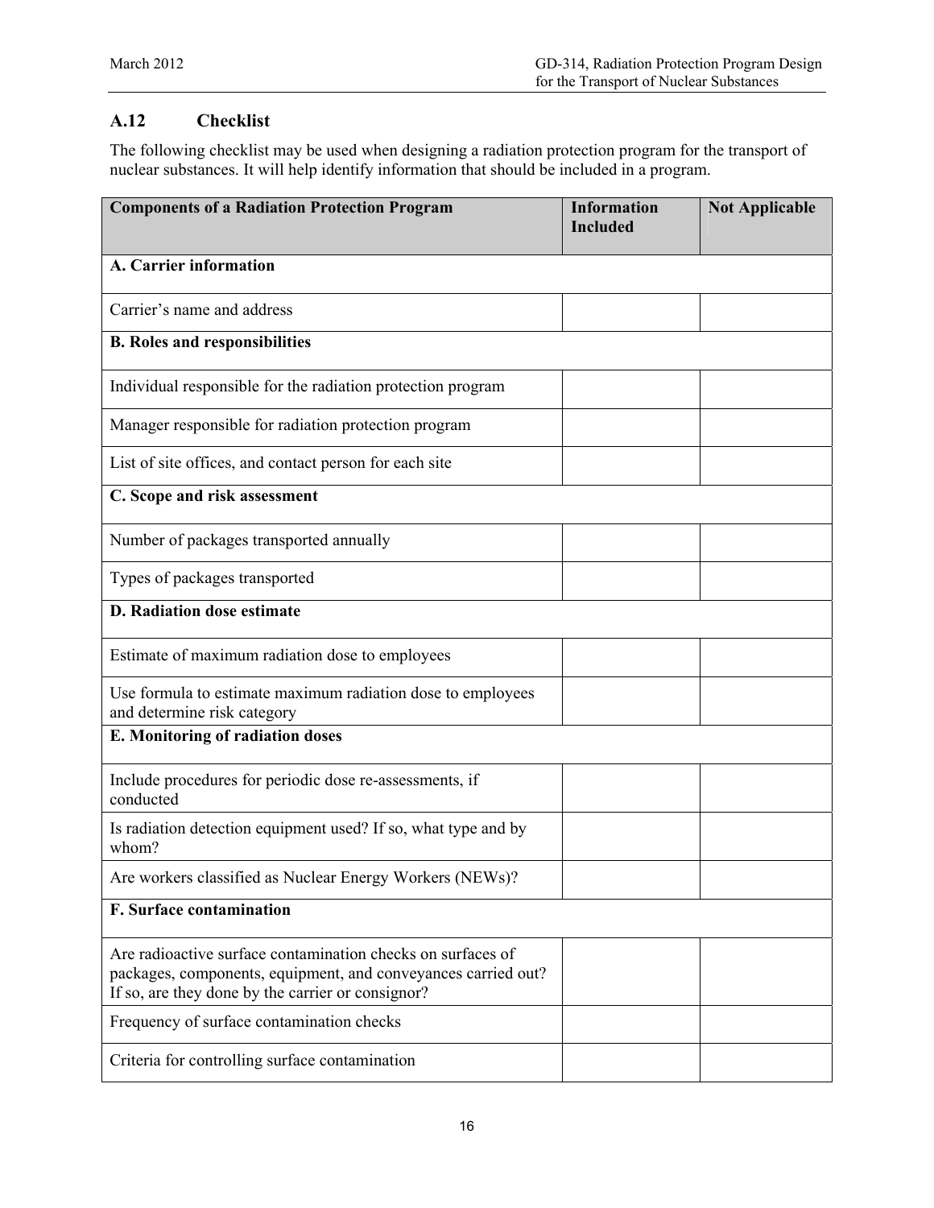### A.12 Checklist

The following checklist may be used when designing a radiation protection program for the transport of nuclear substances. It will help identify information that should be included in a program.

| Components of a Radiation Protection Program | Information Included | Not Applicable |
|---|---|---|
| **A. Carrier information** | | |
| Carrier's name and address | | |
| **B. Roles and responsibilities** | | |
| Individual responsible for the radiation protection program | | |
| Manager responsible for radiation protection program | | |
| List of site offices, and contact person for each site | | |
| **C. Scope and risk assessment** | | |
| Number of packages transported annually | | |
| Types of packages transported | | |
| **D. Radiation dose estimate** | | |
| Estimate of maximum radiation dose to employees | | |
| Use formula to estimate maximum radiation dose to employees and determine risk category | | |
| **E. Monitoring of radiation doses** | | |
| Include procedures for periodic dose re-assessments, if conducted | | |
| Is radiation detection equipment used? If so, what type and by whom? | | |
| Are workers classified as Nuclear Energy Workers (NEWs)? | | |
| **F. Surface contamination** | | |
| Are radioactive surface contamination checks on surfaces of packages, components, equipment, and conveyances carried out? If so, are they done by the carrier or consignor? | | |
| Frequency of surface contamination checks | | |
| Criteria for controlling surface contamination | | |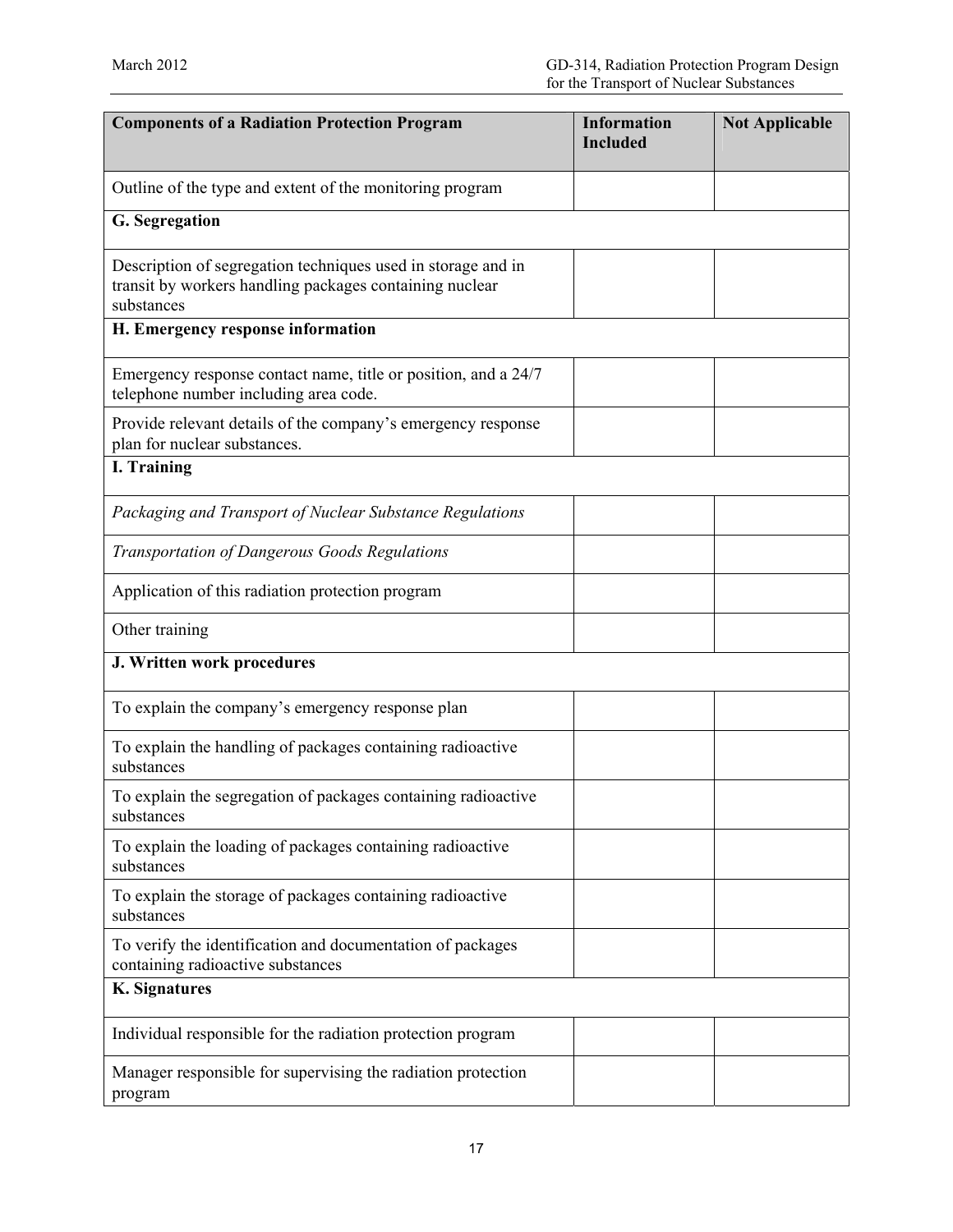| Components of a Radiation Protection Program | Information Included | Not Applicable |
|---|---|---|
| Outline of the type and extent of the monitoring program | | |
| **G. Segregation** | | |
| Description of segregation techniques used in storage and in transit by workers handling packages containing nuclear substances | | |
| **H. Emergency response information** | | |
| Emergency response contact name, title or position, and a 24/7 telephone number including area code. | | |
| Provide relevant details of the company's emergency response plan for nuclear substances. | | |
| **I. Training** | | |
| *Packaging and Transport of Nuclear Substance Regulations* | | |
| *Transportation of Dangerous Goods Regulations* | | |
| Application of this radiation protection program | | |
| Other training | | |
| **J. Written work procedures** | | |
| To explain the company's emergency response plan | | |
| To explain the handling of packages containing radioactive substances | | |
| To explain the segregation of packages containing radioactive substances | | |
| To explain the loading of packages containing radioactive substances | | |
| To explain the storage of packages containing radioactive substances | | |
| To verify the identification and documentation of packages containing radioactive substances | | |
| **K. Signatures** | | |
| Individual responsible for the radiation protection program | | |
| Manager responsible for supervising the radiation protection program | | |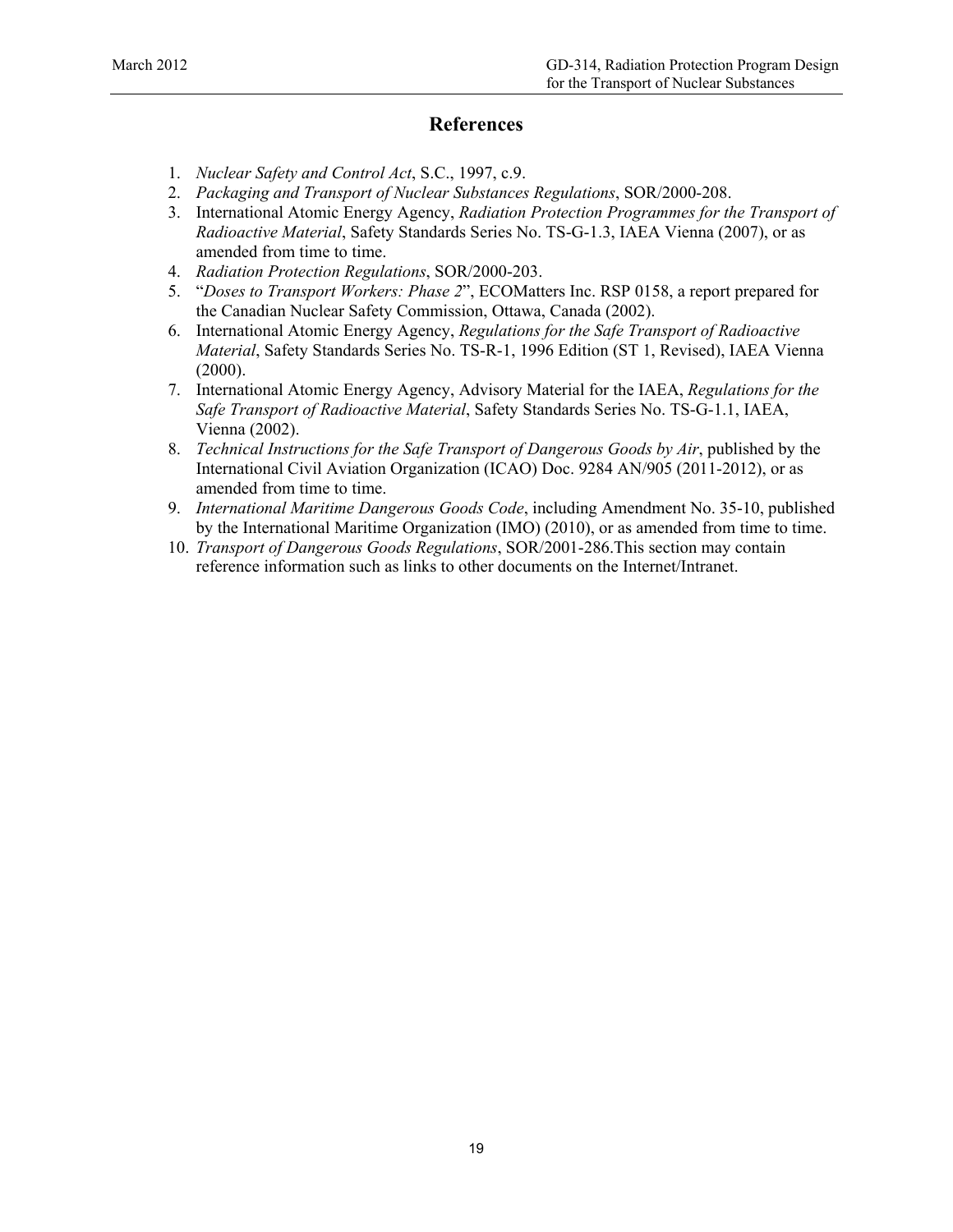# References

1. *Nuclear Safety and Control Act*, S.C., 1997, c.9.
2. *Packaging and Transport of Nuclear Substances Regulations*, SOR/2000-208.
3. International Atomic Energy Agency, *Radiation Protection Programmes for the Transport of Radioactive Material*, Safety Standards Series No. TS-G-1.3, IAEA Vienna (2007), or as amended from time to time.
4. *Radiation Protection Regulations*, SOR/2000-203.
5. "*Doses to Transport Workers: Phase 2*", ECOMatters Inc. RSP 0158, a report prepared for the Canadian Nuclear Safety Commission, Ottawa, Canada (2002).
6. International Atomic Energy Agency, *Regulations for the Safe Transport of Radioactive Material*, Safety Standards Series No. TS-R-1, 1996 Edition (ST 1, Revised), IAEA Vienna (2000).
7. International Atomic Energy Agency, Advisory Material for the IAEA, *Regulations for the Safe Transport of Radioactive Material*, Safety Standards Series No. TS-G-1.1, IAEA, Vienna (2002).
8. *Technical Instructions for the Safe Transport of Dangerous Goods by Air*, published by the International Civil Aviation Organization (ICAO) Doc. 9284 AN/905 (2011-2012), or as amended from time to time.
9. *International Maritime Dangerous Goods Code*, including Amendment No. 35-10, published by the International Maritime Organization (IMO) (2010), or as amended from time to time.
10. *Transport of Dangerous Goods Regulations*, SOR/2001-286.This section may contain reference information such as links to other documents on the Internet/Intranet.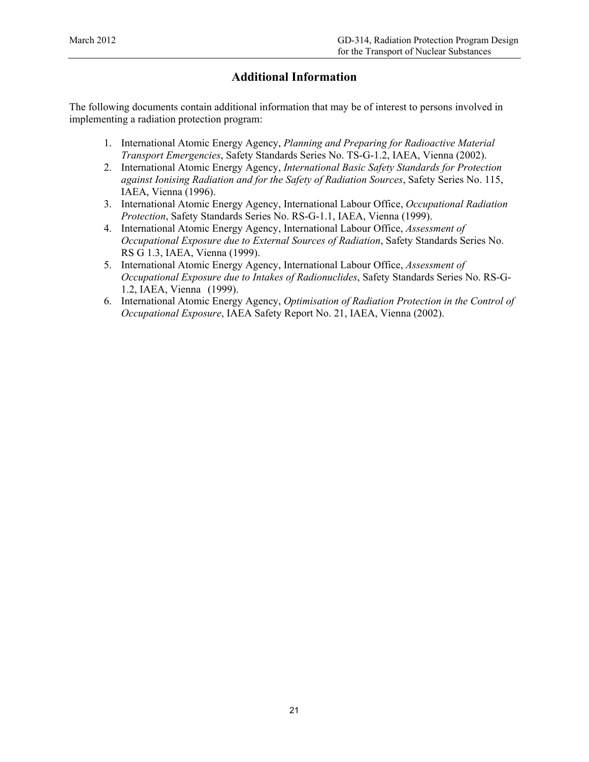## Additional Information

The following documents contain additional information that may be of interest to persons involved in implementing a radiation protection program:

1. International Atomic Energy Agency, *Planning and Preparing for Radioactive Material Transport Emergencies*, Safety Standards Series No. TS-G-1.2, IAEA, Vienna (2002).
2. International Atomic Energy Agency, *International Basic Safety Standards for Protection against Ionising Radiation and for the Safety of Radiation Sources*, Safety Series No. 115, IAEA, Vienna (1996).
3. International Atomic Energy Agency, International Labour Office, *Occupational Radiation Protection*, Safety Standards Series No. RS-G-1.1, IAEA, Vienna (1999).
4. International Atomic Energy Agency, International Labour Office, *Assessment of Occupational Exposure due to External Sources of Radiation*, Safety Standards Series No. RS G 1.3, IAEA, Vienna (1999).
5. International Atomic Energy Agency, International Labour Office, *Assessment of Occupational Exposure due to Intakes of Radionuclides*, Safety Standards Series No. RS-G-1.2, IAEA, Vienna (1999).
6. International Atomic Energy Agency, *Optimisation of Radiation Protection in the Control of Occupational Exposure*, IAEA Safety Report No. 21, IAEA, Vienna (2002).